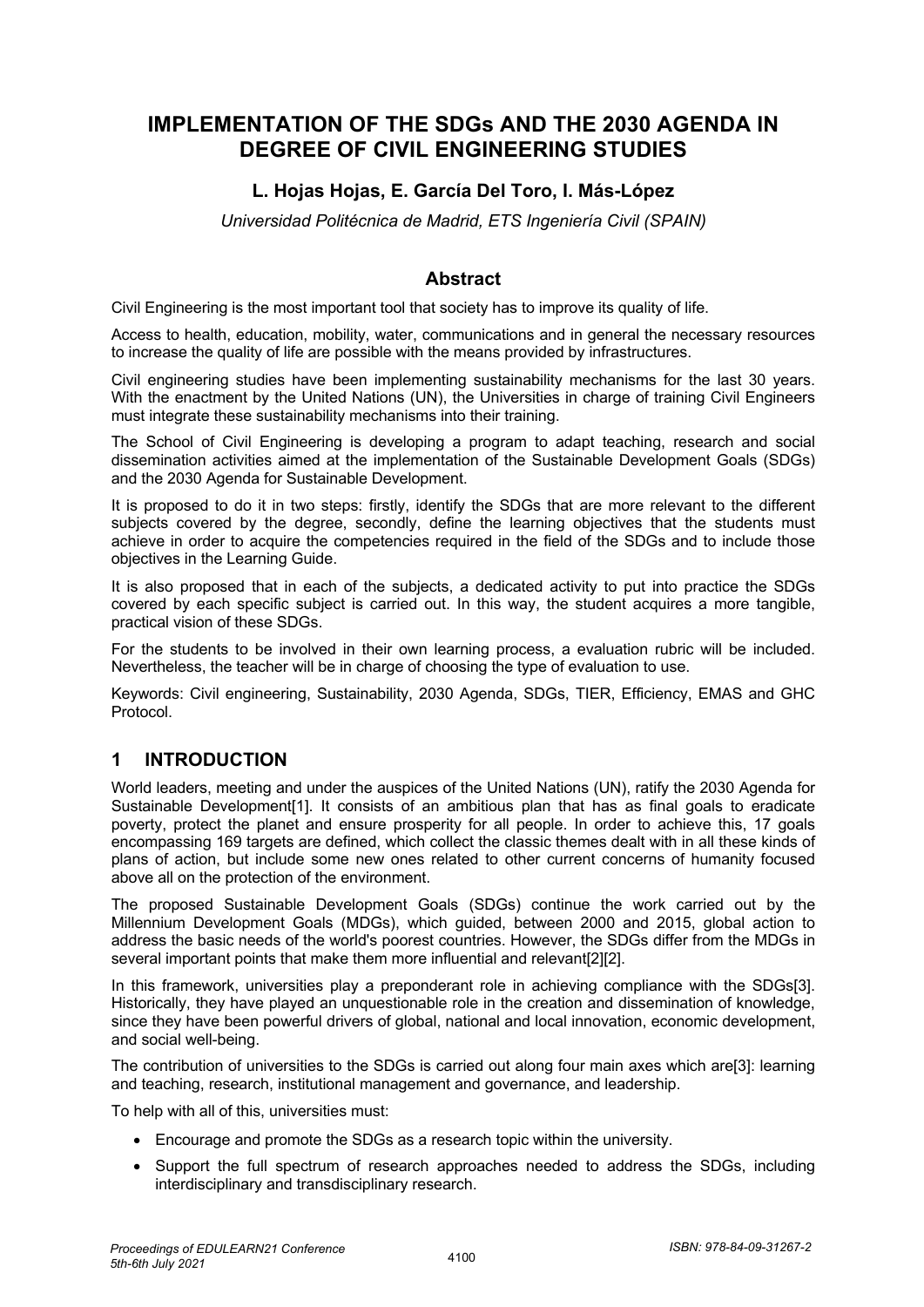# IMPLEMENTATION OF THE SDGs AND THE 2030 AGENDA IN DEGREE OF CIVIL ENGINEERING STUDIES

**L. Hojas Hojas, E. García Del Toro, I. Más-López**

*Universidad Politécnica de Madrid, ETS Ingeniería Civil (SPAIN)*

## Abstract

Civil Engineering is the most important tool that society has to improve its quality of life.

Access to health, education, mobility, water, communications and in general the necessary resources to increase the quality of life are possible with the means provided by infrastructures.

Civil engineering studies have been implementing sustainability mechanisms for the last 30 years. With the enactment by the United Nations (UN), the Universities in charge of training Civil Engineers must integrate these sustainability mechanisms into their training.

The School of Civil Engineering is developing a program to adapt teaching, research and social dissemination activities aimed at the implementation of the Sustainable Development Goals (SDGs) and the 2030 Agenda for Sustainable Development.

It is proposed to do it in two steps: firstly, identify the SDGs that are more relevant to the different subjects covered by the degree, secondly, define the learning objectives that the students must achieve in order to acquire the competencies required in the field of the SDGs and to include those objectives in the Learning Guide.

It is also proposed that in each of the subjects, a dedicated activity to put into practice the SDGs covered by each specific subject is carried out. In this way, the student acquires a more tangible, practical vision of these SDGs.

For the students to be involved in their own learning process, a evaluation rubric will be included. Nevertheless, the teacher will be in charge of choosing the type of evaluation to use.

Keywords: Civil engineering, Sustainability, 2030 Agenda, SDGs, TIER, Efficiency, EMAS and GHC Protocol.

## 1 INTRODUCTION

World leaders, meeting and under the auspices of the United Nations (UN), ratify the 2030 Agenda for Sustainable Development[1]. It consists of an ambitious plan that has as final goals to eradicate poverty, protect the planet and ensure prosperity for all people. In order to achieve this, 17 goals encompassing 169 targets are defined, which collect the classic themes dealt with in all these kinds of plans of action, but include some new ones related to other current concerns of humanity focused above all on the protection of the environment.

The proposed Sustainable Development Goals (SDGs) continue the work carried out by the Millennium Development Goals (MDGs), which guided, between 2000 and 2015, global action to address the basic needs of the world's poorest countries. However, the SDGs differ from the MDGs in several important points that make them more influential and relevant[2][2].

In this framework, universities play a preponderant role in achieving compliance with the SDGs[3]. Historically, they have played an unquestionable role in the creation and dissemination of knowledge, since they have been powerful drivers of global, national and local innovation, economic development, and social well-being.

The contribution of universities to the SDGs is carried out along four main axes which are[3]: learning and teaching, research, institutional management and governance, and leadership.

To help with all of this, universities must:

- Encourage and promote the SDGs as a research topic within the university.
- Support the full spectrum of research approaches needed to address the SDGs, including interdisciplinary and transdisciplinary research.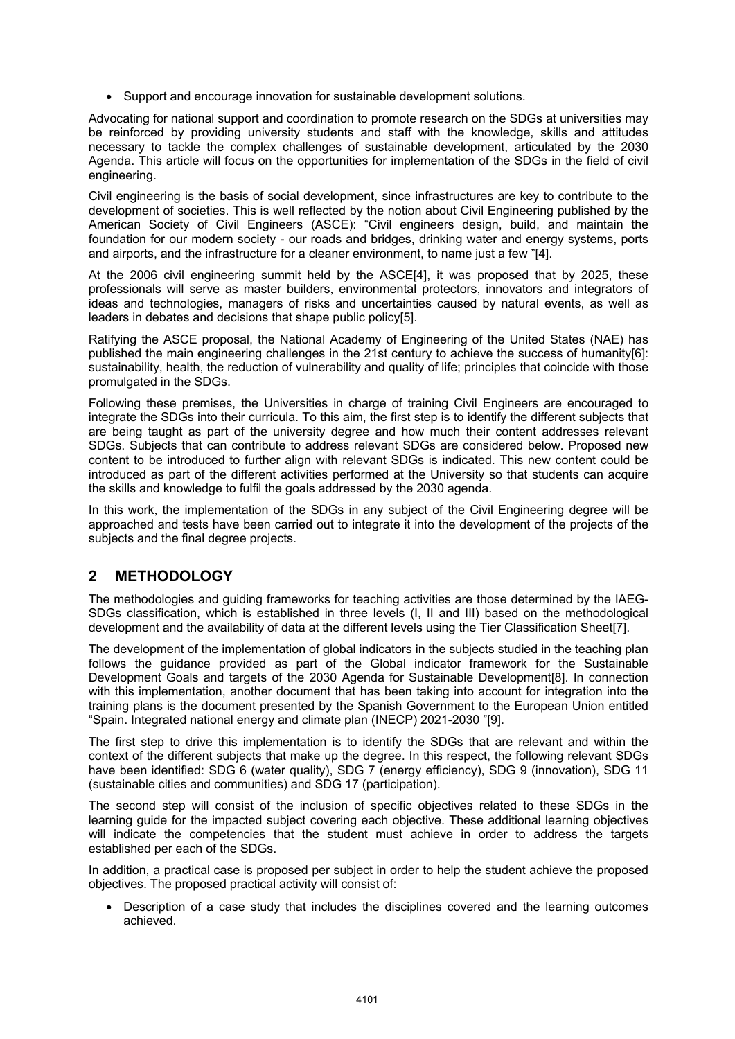- Support and encourage innovation for sustainable development solutions.

Advocating for national support and coordination to promote research on the SDGs at universities may be reinforced by providing university students and staff with the knowledge, skills and attitudes necessary to tackle the complex challenges of sustainable development, articulated by the 2030 Agenda. This article will focus on the opportunities for implementation of the SDGs in the field of civil engineering.

Civil engineering is the basis of social development, since infrastructures are key to contribute to the development of societies. This is well reflected by the notion about Civil Engineering published by the American Society of Civil Engineers (ASCE): "Civil engineers design, build, and maintain the foundation for our modern society - our roads and bridges, drinking water and energy systems, ports and airports, and the infrastructure for a cleaner environment, to name just a few "[4].

At the 2006 civil engineering summit held by the ASCE[4], it was proposed that by 2025, these professionals will serve as master builders, environmental protectors, innovators and integrators of ideas and technologies, managers of risks and uncertainties caused by natural events, as well as leaders in debates and decisions that shape public policy[5].

Ratifying the ASCE proposal, the National Academy of Engineering of the United States (NAE) has published the main engineering challenges in the 21st century to achieve the success of humanity[6]: sustainability, health, the reduction of vulnerability and quality of life; principles that coincide with those promulgated in the SDGs.

Following these premises, the Universities in charge of training Civil Engineers are encouraged to integrate the SDGs into their curricula. To this aim, the first step is to identify the different subjects that are being taught as part of the university degree and how much their content addresses relevant SDGs. Subjects that can contribute to address relevant SDGs are considered below. Proposed new content to be introduced to further align with relevant SDGs is indicated. This new content could be introduced as part of the different activities performed at the University so that students can acquire the skills and knowledge to fulfil the goals addressed by the 2030 agenda.

In this work, the implementation of the SDGs in any subject of the Civil Engineering degree will be approached and tests have been carried out to integrate it into the development of the projects of the subjects and the final degree projects.

## 2 METHODOLOGY

The methodologies and guiding frameworks for teaching activities are those determined by the IAEG-SDGs classification, which is established in three levels (I, II and III) based on the methodological development and the availability of data at the different levels using the Tier Classification Sheet[7].

The development of the implementation of global indicators in the subjects studied in the teaching plan follows the guidance provided as part of the Global indicator framework for the Sustainable Development Goals and targets of the 2030 Agenda for Sustainable Development[8]. In connection with this implementation, another document that has been taking into account for integration into the training plans is the document presented by the Spanish Government to the European Union entitled "Spain. Integrated national energy and climate plan (INECP) 2021-2030 "[9].

The first step to drive this implementation is to identify the SDGs that are relevant and within the context of the different subjects that make up the degree. In this respect, the following relevant SDGs have been identified: SDG 6 (water quality), SDG 7 (energy efficiency), SDG 9 (innovation), SDG 11 (sustainable cities and communities) and SDG 17 (participation).

The second step will consist of the inclusion of specific objectives related to these SDGs in the learning guide for the impacted subject covering each objective. These additional learning objectives will indicate the competencies that the student must achieve in order to address the targets established per each of the SDGs.

In addition, a practical case is proposed per subject in order to help the student achieve the proposed objectives. The proposed practical activity will consist of:

- Description of a case study that includes the disciplines covered and the learning outcomes achieved.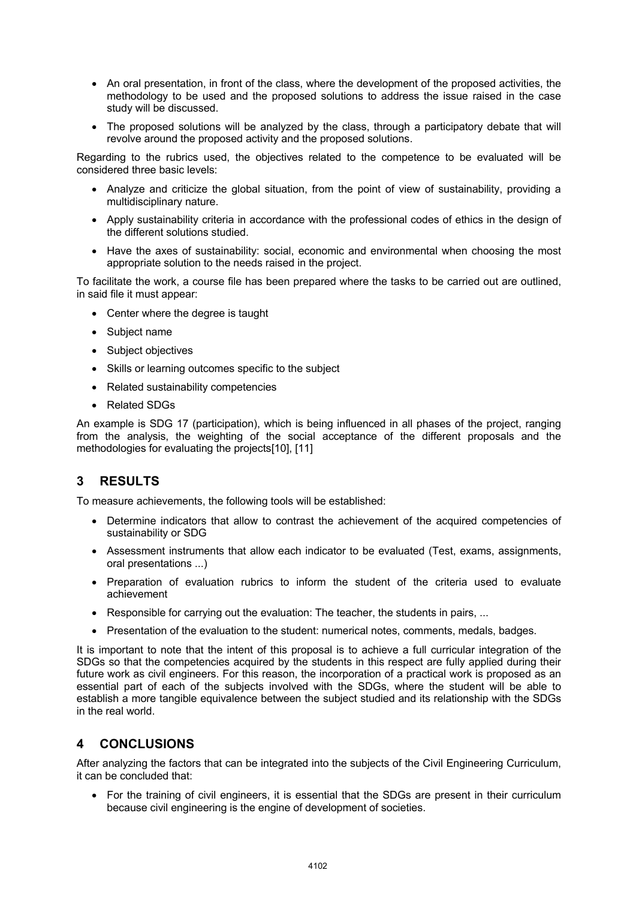- An oral presentation, in front of the class, where the development of the proposed activities, the methodology to be used and the proposed solutions to address the issue raised in the case study will be discussed.
- The proposed solutions will be analyzed by the class, through a participatory debate that will revolve around the proposed activity and the proposed solutions.

Regarding to the rubrics used, the objectives related to the competence to be evaluated will be considered three basic levels:

- Analyze and criticize the global situation, from the point of view of sustainability, providing a multidisciplinary nature.
- Apply sustainability criteria in accordance with the professional codes of ethics in the design of the different solutions studied.
- Have the axes of sustainability: social, economic and environmental when choosing the most appropriate solution to the needs raised in the project.

To facilitate the work, a course file has been prepared where the tasks to be carried out are outlined, in said file it must appear:

- Center where the degree is taught
- Subject name
- Subject objectives
- Skills or learning outcomes specific to the subject
- Related sustainability competencies
- Related SDGs

An example is SDG 17 (participation), which is being influenced in all phases of the project, ranging from the analysis, the weighting of the social acceptance of the different proposals and the methodologies for evaluating the projects[10], [11]

## 3 RESULTS

To measure achievements, the following tools will be established:

- Determine indicators that allow to contrast the achievement of the acquired competencies of sustainability or SDG
- Assessment instruments that allow each indicator to be evaluated (Test, exams, assignments, oral presentations ...)
- Preparation of evaluation rubrics to inform the student of the criteria used to evaluate achievement
- Responsible for carrying out the evaluation: The teacher, the students in pairs, ...
- Presentation of the evaluation to the student: numerical notes, comments, medals, badges.

It is important to note that the intent of this proposal is to achieve a full curricular integration of the SDGs so that the competencies acquired by the students in this respect are fully applied during their future work as civil engineers. For this reason, the incorporation of a practical work is proposed as an essential part of each of the subjects involved with the SDGs, where the student will be able to establish a more tangible equivalence between the subject studied and its relationship with the SDGs in the real world.

## 4 CONCLUSIONS

After analyzing the factors that can be integrated into the subjects of the Civil Engineering Curriculum, it can be concluded that:

- For the training of civil engineers, it is essential that the SDGs are present in their curriculum because civil engineering is the engine of development of societies.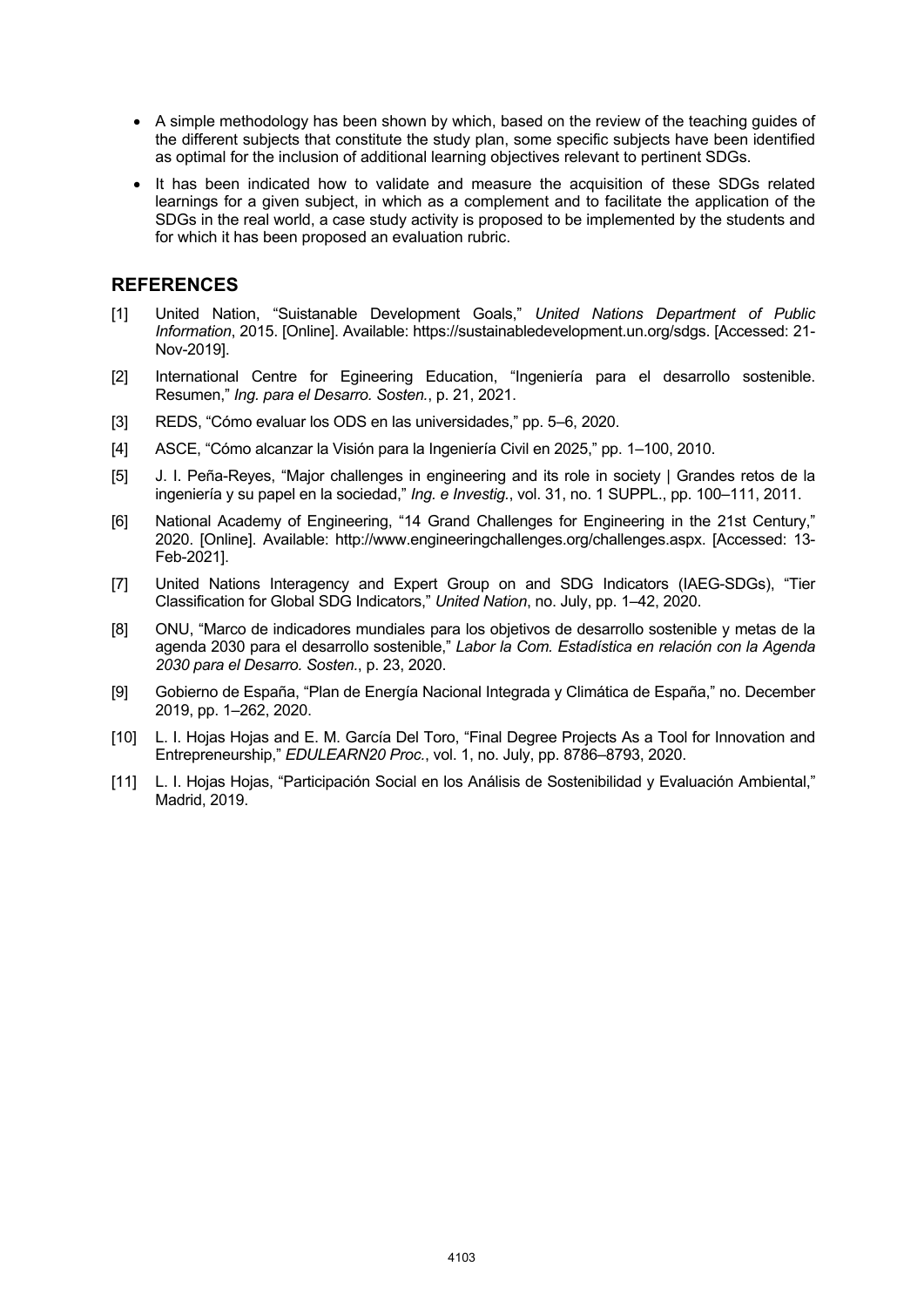- A simple methodology has been shown by which, based on the review of the teaching guides of the different subjects that constitute the study plan, some specific subjects have been identified as optimal for the inclusion of additional learning objectives relevant to pertinent SDGs.
- It has been indicated how to validate and measure the acquisition of these SDGs related learnings for a given subject, in which as a complement and to facilitate the application of the SDGs in the real world, a case study activity is proposed to be implemented by the students and for which it has been proposed an evaluation rubric.

## REFERENCES

[1] United Nation, "Suistanable Development Goals," *United Nations Department of Public Information*, 2015. [Online]. Available: https://sustainabledevelopment.un.org/sdgs. [Accessed: 21-Nov-2019].

[2] International Centre for Egineering Education, "Ingeniería para el desarrollo sostenible. Resumen," *Ing. para el Desarro. Sosten.*, p. 21, 2021.

[3] REDS, "Cómo evaluar los ODS en las universidades," pp. 5–6, 2020.

[4] ASCE, "Cómo alcanzar la Visión para la Ingeniería Civil en 2025," pp. 1–100, 2010.

[5] J. I. Peña-Reyes, "Major challenges in engineering and its role in society | Grandes retos de la ingeniería y su papel en la sociedad," *Ing. e Investig.*, vol. 31, no. 1 SUPPL., pp. 100–111, 2011.

[6] National Academy of Engineering, "14 Grand Challenges for Engineering in the 21st Century," 2020. [Online]. Available: http://www.engineeringchallenges.org/challenges.aspx. [Accessed: 13-Feb-2021].

[7] United Nations Interagency and Expert Group on and SDG Indicators (IAEG-SDGs), "Tier Classification for Global SDG Indicators," *United Nation*, no. July, pp. 1–42, 2020.

[8] ONU, "Marco de indicadores mundiales para los objetivos de desarrollo sostenible y metas de la agenda 2030 para el desarrollo sostenible," *Labor la Com. Estadística en relación con la Agenda 2030 para el Desarro. Sosten.*, p. 23, 2020.

[9] Gobierno de España, "Plan de Energía Nacional Integrada y Climática de España," no. December 2019, pp. 1–262, 2020.

[10] L. I. Hojas Hojas and E. M. García Del Toro, "Final Degree Projects As a Tool for Innovation and Entrepreneurship," *EDULEARN20 Proc.*, vol. 1, no. July, pp. 8786–8793, 2020.

[11] L. I. Hojas Hojas, "Participación Social en los Análisis de Sostenibilidad y Evaluación Ambiental," Madrid, 2019.